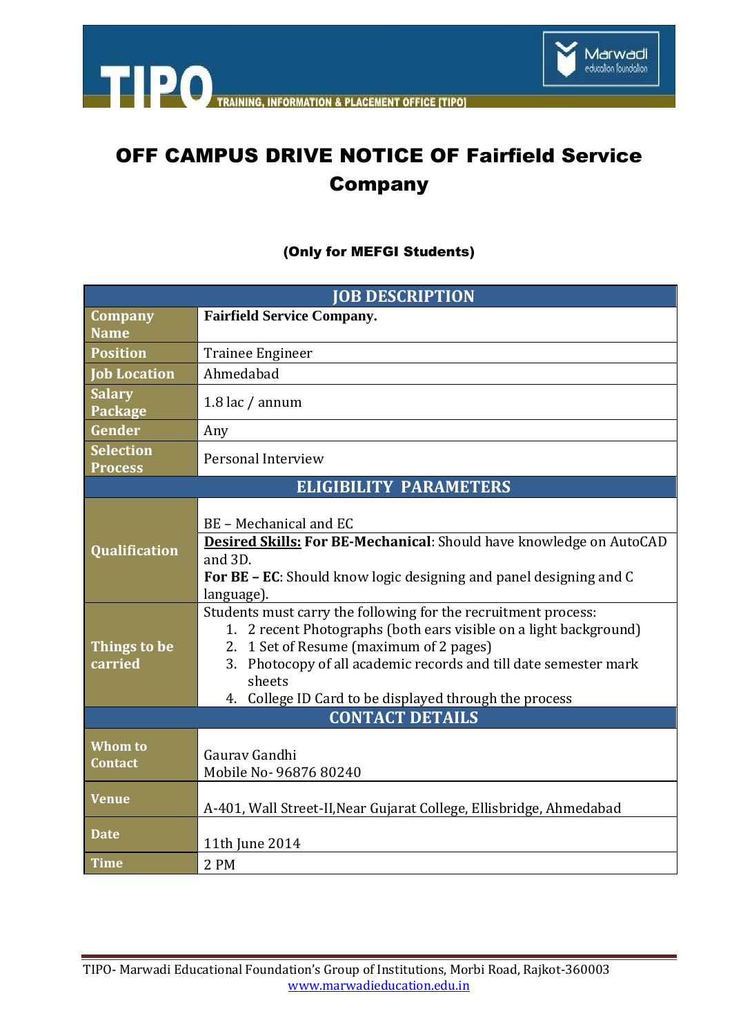# OFF CAMPUS DRIVE NOTICE OF Fairfield Service Company

**(Only for MEFGI Students)**

| JOB DESCRIPTION | |
|---|---|
| **Company Name** | **Fairfield Service Company.** |
| **Position** | Trainee Engineer |
| **Job Location** | Ahmedabad |
| **Salary Package** | 1.8 lac / annum |
| **Gender** | Any |
| **Selection Process** | Personal Interview |
| **ELIGIBILITY PARAMETERS** | |
| **Qualification** | BE – Mechanical and EC<br>**Desired Skills: For BE-Mechanical**: Should have knowledge on AutoCAD and 3D.<br>**For BE – EC**: Should know logic designing and panel designing and C language). |
| **Things to be carried** | Students must carry the following for the recruitment process:<br>1. 2 recent Photographs (both ears visible on a light background)<br>2. 1 Set of Resume (maximum of 2 pages)<br>3. Photocopy of all academic records and till date semester mark sheets<br>4. College ID Card to be displayed through the process |
| **CONTACT DETAILS** | |
| **Whom to Contact** | Gaurav Gandhi<br>Mobile No- 96876 80240 |
| **Venue** | A-401, Wall Street-II,Near Gujarat College, Ellisbridge, Ahmedabad |
| **Date** | 11th June 2014 |
| **Time** | 2 PM |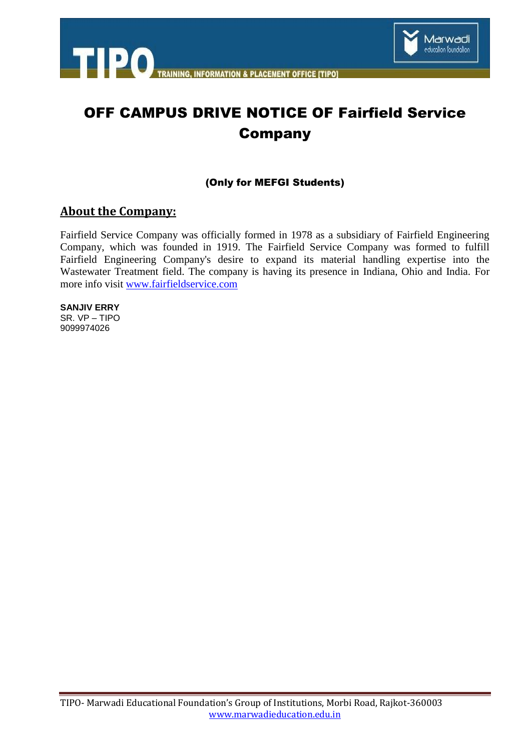# OFF CAMPUS DRIVE NOTICE OF Fairfield Service Company

**(Only for MEFGI Students)**

## About the Company:

Fairfield Service Company was officially formed in 1978 as a subsidiary of Fairfield Engineering Company, which was founded in 1919. The Fairfield Service Company was formed to fulfill Fairfield Engineering Company's desire to expand its material handling expertise into the Wastewater Treatment field. The company is having its presence in Indiana, Ohio and India. For more info visit www.fairfieldservice.com

**SANJIV ERRY**
SR. VP – TIPO
9099974026